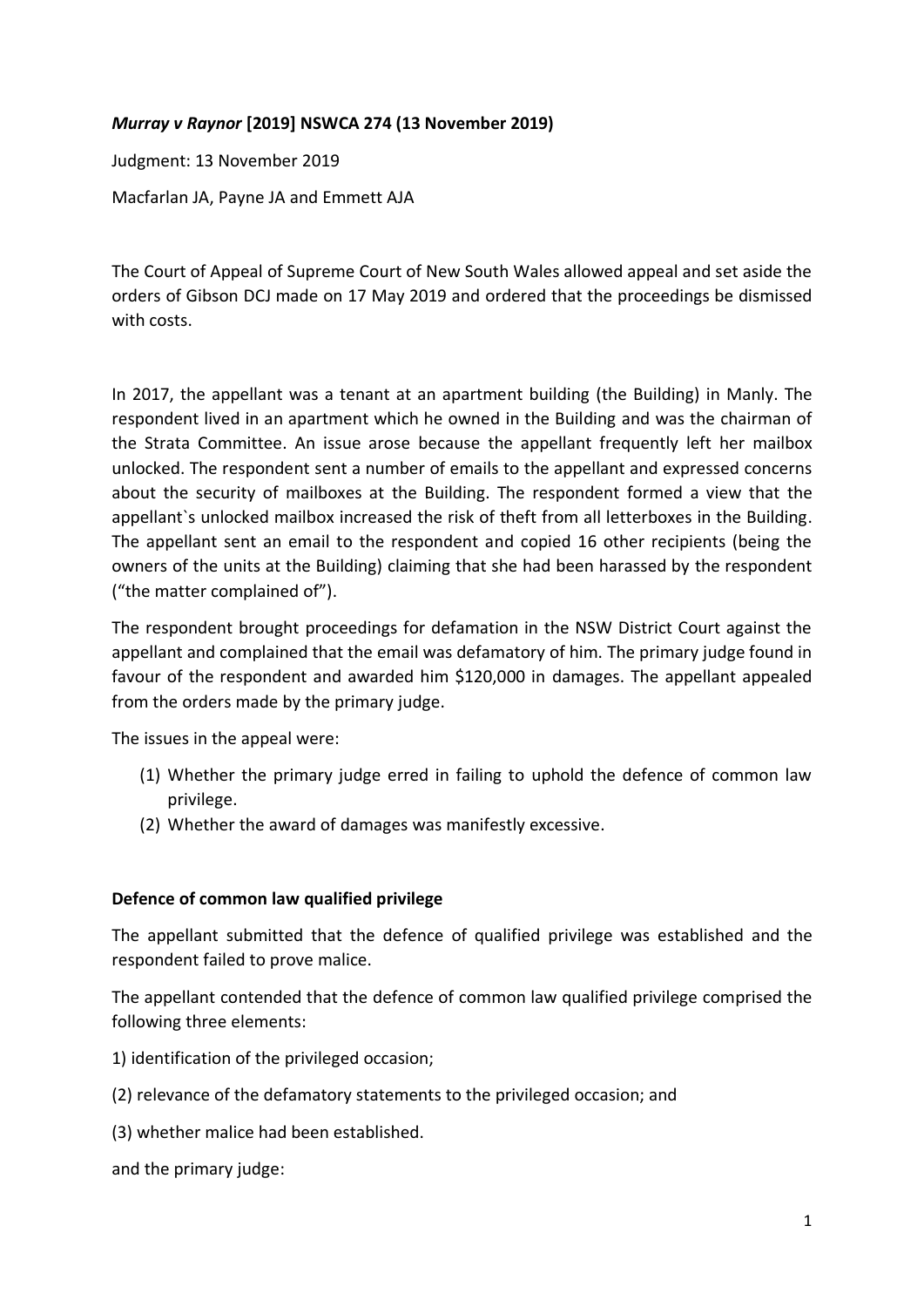***Murray v Raynor* [2019] NSWCA 274 (13 November 2019)**

Judgment: 13 November 2019

Macfarlan JA, Payne JA and Emmett AJA

The Court of Appeal of Supreme Court of New South Wales allowed appeal and set aside the orders of Gibson DCJ made on 17 May 2019 and ordered that the proceedings be dismissed with costs.

In 2017, the appellant was a tenant at an apartment building (the Building) in Manly. The respondent lived in an apartment which he owned in the Building and was the chairman of the Strata Committee. An issue arose because the appellant frequently left her mailbox unlocked. The respondent sent a number of emails to the appellant and expressed concerns about the security of mailboxes at the Building. The respondent formed a view that the appellant`s unlocked mailbox increased the risk of theft from all letterboxes in the Building. The appellant sent an email to the respondent and copied 16 other recipients (being the owners of the units at the Building) claiming that she had been harassed by the respondent ("the matter complained of").

The respondent brought proceedings for defamation in the NSW District Court against the appellant and complained that the email was defamatory of him. The primary judge found in favour of the respondent and awarded him $120,000 in damages. The appellant appealed from the orders made by the primary judge.

The issues in the appeal were:

(1) Whether the primary judge erred in failing to uphold the defence of common law privilege.
(2) Whether the award of damages was manifestly excessive.

**Defence of common law qualified privilege**

The appellant submitted that the defence of qualified privilege was established and the respondent failed to prove malice.

The appellant contended that the defence of common law qualified privilege comprised the following three elements:

1) identification of the privileged occasion;

(2) relevance of the defamatory statements to the privileged occasion; and

(3) whether malice had been established.

and the primary judge: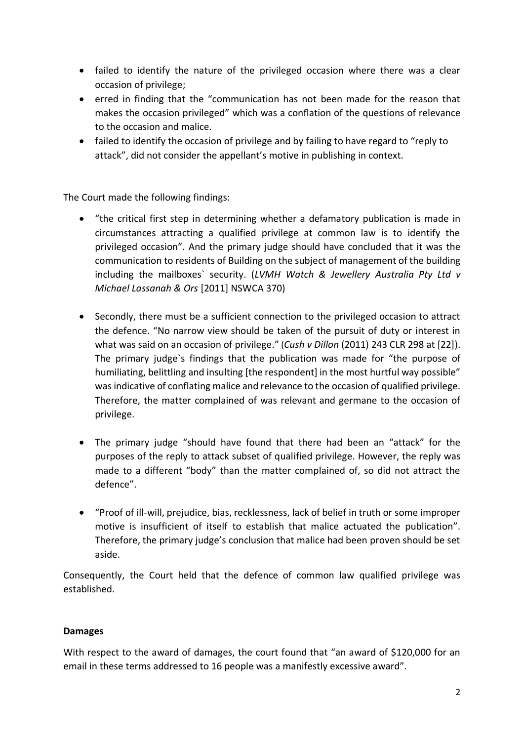- failed to identify the nature of the privileged occasion where there was a clear occasion of privilege;
- erred in finding that the "communication has not been made for the reason that makes the occasion privileged" which was a conflation of the questions of relevance to the occasion and malice.
- failed to identify the occasion of privilege and by failing to have regard to "reply to attack", did not consider the appellant's motive in publishing in context.

The Court made the following findings:

- "the critical first step in determining whether a defamatory publication is made in circumstances attracting a qualified privilege at common law is to identify the privileged occasion". And the primary judge should have concluded that it was the communication to residents of Building on the subject of management of the building including the mailboxes` security. (*LVMH Watch & Jewellery Australia Pty Ltd v Michael Lassanah & Ors* [2011] NSWCA 370)

- Secondly, there must be a sufficient connection to the privileged occasion to attract the defence. "No narrow view should be taken of the pursuit of duty or interest in what was said on an occasion of privilege." (*Cush v Dillon* (2011) 243 CLR 298 at [22]). The primary judge`s findings that the publication was made for "the purpose of humiliating, belittling and insulting [the respondent] in the most hurtful way possible" was indicative of conflating malice and relevance to the occasion of qualified privilege. Therefore, the matter complained of was relevant and germane to the occasion of privilege.

- The primary judge "should have found that there had been an "attack" for the purposes of the reply to attack subset of qualified privilege. However, the reply was made to a different "body" than the matter complained of, so did not attract the defence".

- "Proof of ill-will, prejudice, bias, recklessness, lack of belief in truth or some improper motive is insufficient of itself to establish that malice actuated the publication". Therefore, the primary judge's conclusion that malice had been proven should be set aside.

Consequently, the Court held that the defence of common law qualified privilege was established.

**Damages**

With respect to the award of damages, the court found that "an award of $120,000 for an email in these terms addressed to 16 people was a manifestly excessive award".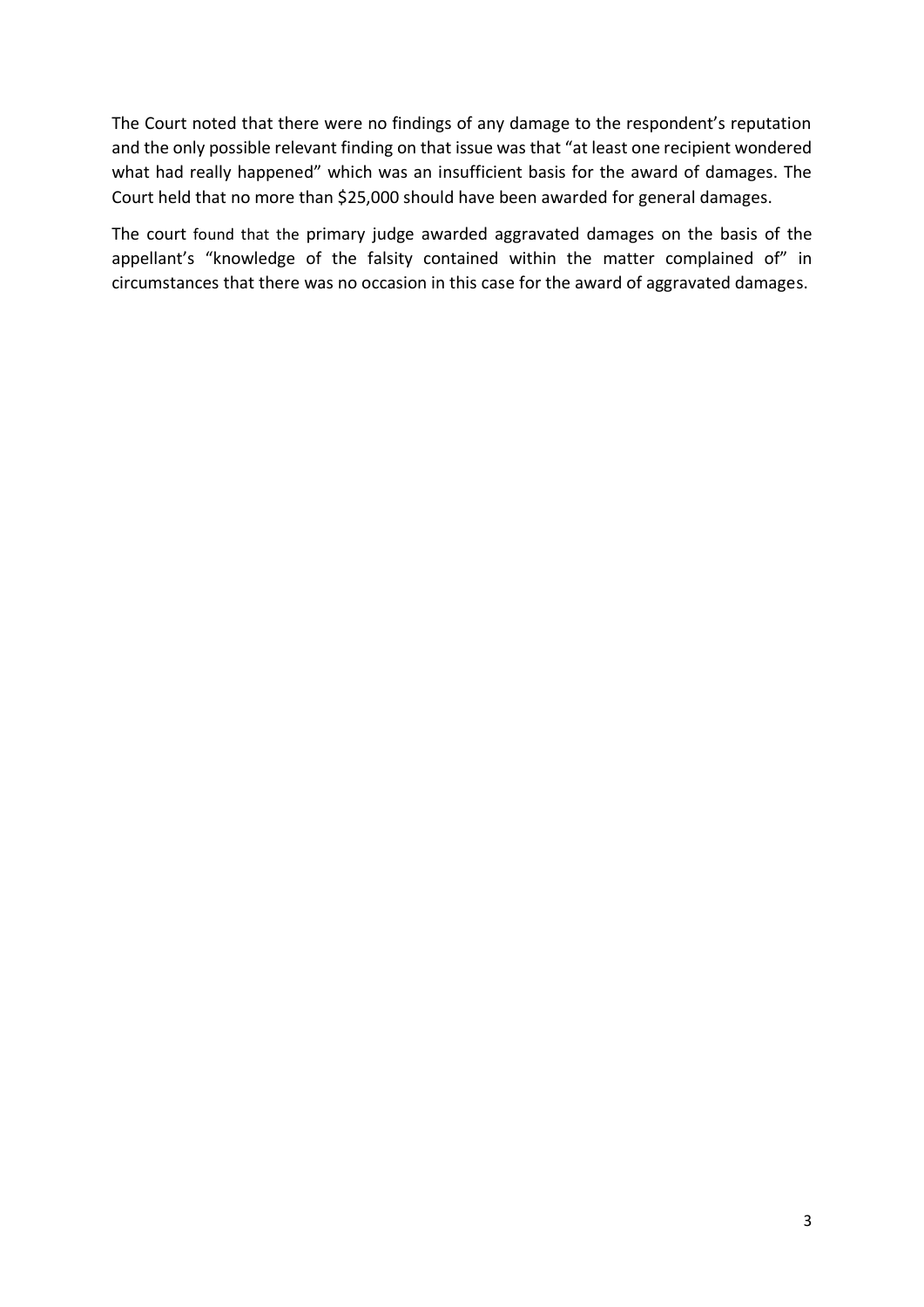The Court noted that there were no findings of any damage to the respondent's reputation and the only possible relevant finding on that issue was that "at least one recipient wondered what had really happened" which was an insufficient basis for the award of damages. The Court held that no more than $25,000 should have been awarded for general damages.

The court found that the primary judge awarded aggravated damages on the basis of the appellant's "knowledge of the falsity contained within the matter complained of" in circumstances that there was no occasion in this case for the award of aggravated damages.